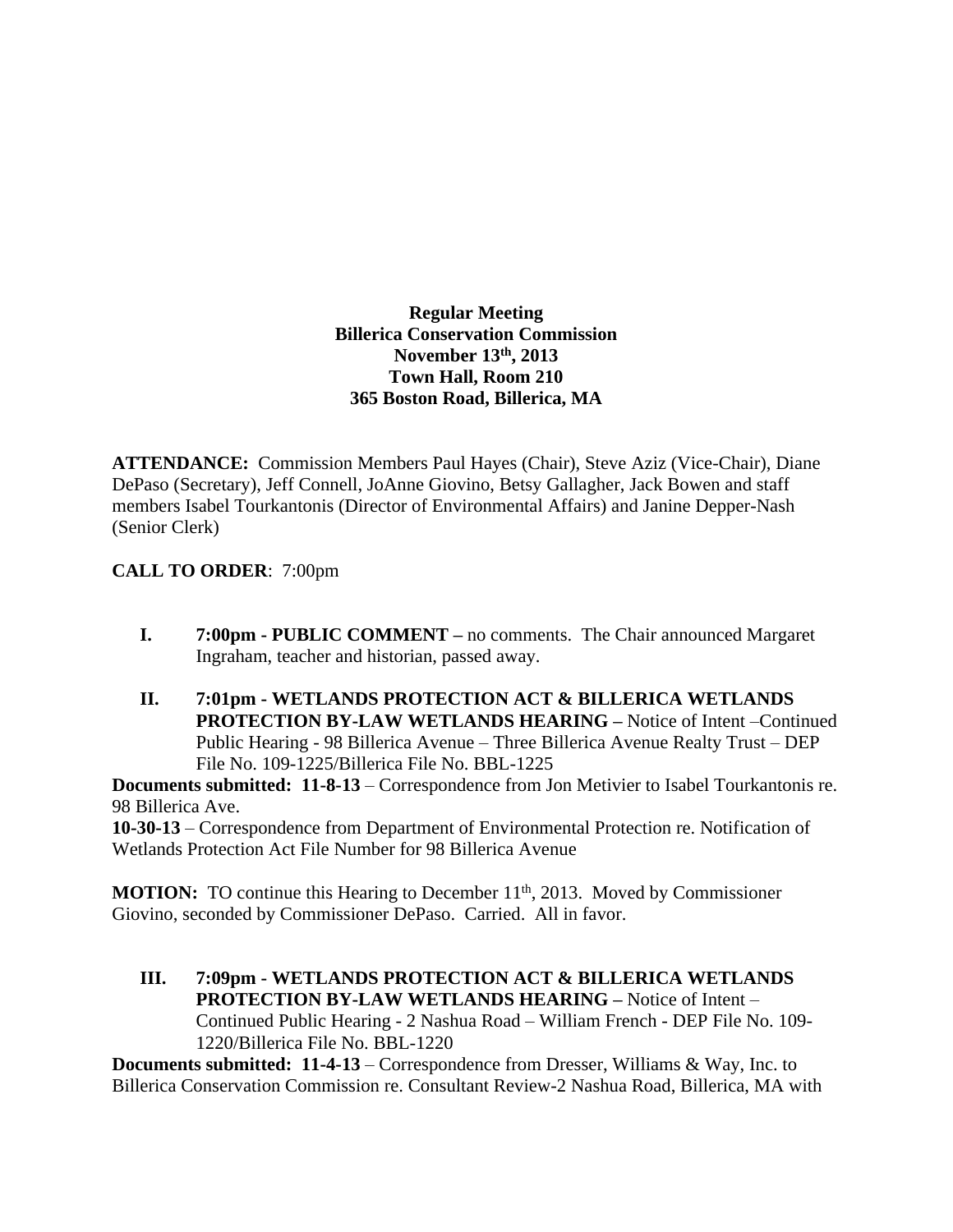**Regular Meeting**
**Billerica Conservation Commission**
**November 13th, 2013**
**Town Hall, Room 210**
**365 Boston Road, Billerica, MA**

**ATTENDANCE:** Commission Members Paul Hayes (Chair), Steve Aziz (Vice-Chair), Diane DePaso (Secretary), Jeff Connell, JoAnne Giovino, Betsy Gallagher, Jack Bowen and staff members Isabel Tourkantonis (Director of Environmental Affairs) and Janine Depper-Nash (Senior Clerk)

**CALL TO ORDER**: 7:00pm

**I. 7:00pm - PUBLIC COMMENT –** no comments. The Chair announced Margaret Ingraham, teacher and historian, passed away.

**II. 7:01pm - WETLANDS PROTECTION ACT & BILLERICA WETLANDS PROTECTION BY-LAW WETLANDS HEARING –** Notice of Intent –Continued Public Hearing - 98 Billerica Avenue – Three Billerica Avenue Realty Trust – DEP File No. 109-1225/Billerica File No. BBL-1225

**Documents submitted: 11-8-13** – Correspondence from Jon Metivier to Isabel Tourkantonis re. 98 Billerica Ave.
**10-30-13** – Correspondence from Department of Environmental Protection re. Notification of Wetlands Protection Act File Number for 98 Billerica Avenue

**MOTION:** TO continue this Hearing to December 11th, 2013. Moved by Commissioner Giovino, seconded by Commissioner DePaso. Carried. All in favor.

**III. 7:09pm - WETLANDS PROTECTION ACT & BILLERICA WETLANDS PROTECTION BY-LAW WETLANDS HEARING –** Notice of Intent – Continued Public Hearing - 2 Nashua Road – William French - DEP File No. 109-1220/Billerica File No. BBL-1220

**Documents submitted: 11-4-13** – Correspondence from Dresser, Williams & Way, Inc. to Billerica Conservation Commission re. Consultant Review-2 Nashua Road, Billerica, MA with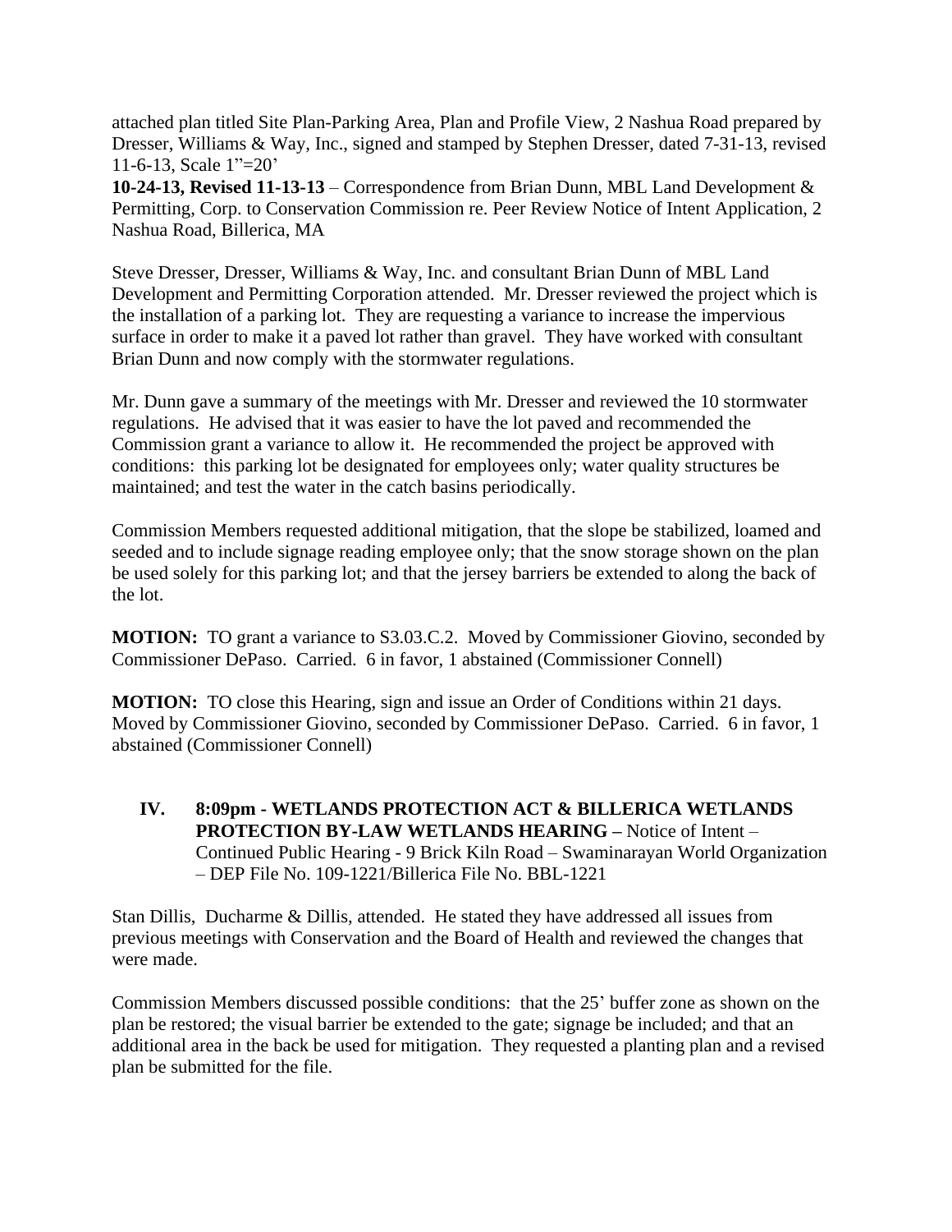attached plan titled Site Plan-Parking Area, Plan and Profile View, 2 Nashua Road prepared by Dresser, Williams & Way, Inc., signed and stamped by Stephen Dresser, dated 7-31-13, revised 11-6-13, Scale 1"=20'

**10-24-13, Revised 11-13-13** – Correspondence from Brian Dunn, MBL Land Development & Permitting, Corp. to Conservation Commission re. Peer Review Notice of Intent Application, 2 Nashua Road, Billerica, MA

Steve Dresser, Dresser, Williams & Way, Inc. and consultant Brian Dunn of MBL Land Development and Permitting Corporation attended. Mr. Dresser reviewed the project which is the installation of a parking lot. They are requesting a variance to increase the impervious surface in order to make it a paved lot rather than gravel. They have worked with consultant Brian Dunn and now comply with the stormwater regulations.

Mr. Dunn gave a summary of the meetings with Mr. Dresser and reviewed the 10 stormwater regulations. He advised that it was easier to have the lot paved and recommended the Commission grant a variance to allow it. He recommended the project be approved with conditions: this parking lot be designated for employees only; water quality structures be maintained; and test the water in the catch basins periodically.

Commission Members requested additional mitigation, that the slope be stabilized, loamed and seeded and to include signage reading employee only; that the snow storage shown on the plan be used solely for this parking lot; and that the jersey barriers be extended to along the back of the lot.

**MOTION:** TO grant a variance to S3.03.C.2. Moved by Commissioner Giovino, seconded by Commissioner DePaso. Carried. 6 in favor, 1 abstained (Commissioner Connell)

**MOTION:** TO close this Hearing, sign and issue an Order of Conditions within 21 days. Moved by Commissioner Giovino, seconded by Commissioner DePaso. Carried. 6 in favor, 1 abstained (Commissioner Connell)

## IV. 8:09pm - WETLANDS PROTECTION ACT & BILLERICA WETLANDS PROTECTION BY-LAW WETLANDS HEARING – Notice of Intent – Continued Public Hearing - 9 Brick Kiln Road – Swaminarayan World Organization – DEP File No. 109-1221/Billerica File No. BBL-1221

Stan Dillis, Ducharme & Dillis, attended. He stated they have addressed all issues from previous meetings with Conservation and the Board of Health and reviewed the changes that were made.

Commission Members discussed possible conditions: that the 25' buffer zone as shown on the plan be restored; the visual barrier be extended to the gate; signage be included; and that an additional area in the back be used for mitigation. They requested a planting plan and a revised plan be submitted for the file.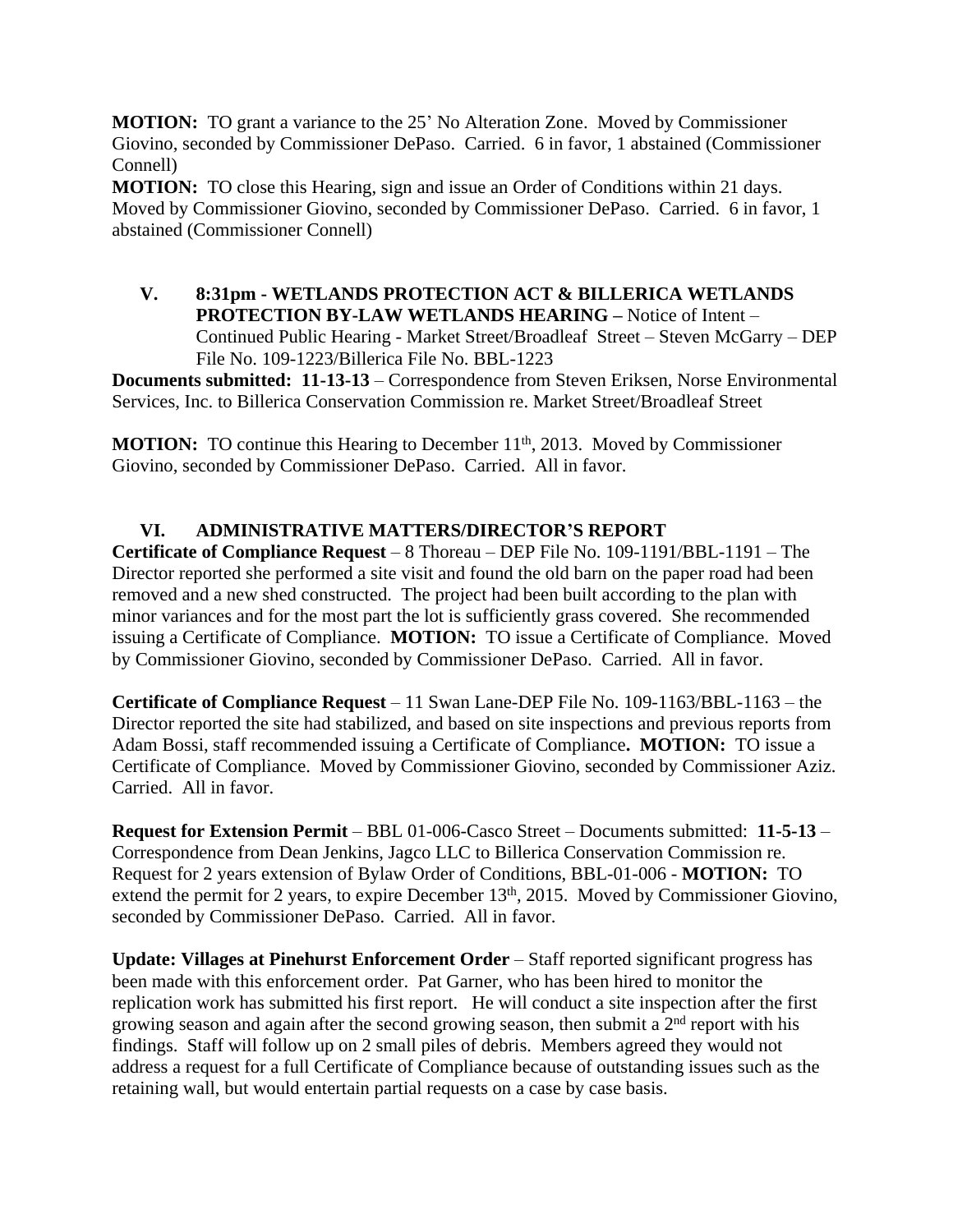**MOTION:** TO grant a variance to the 25' No Alteration Zone. Moved by Commissioner Giovino, seconded by Commissioner DePaso. Carried. 6 in favor, 1 abstained (Commissioner Connell)

**MOTION:** TO close this Hearing, sign and issue an Order of Conditions within 21 days. Moved by Commissioner Giovino, seconded by Commissioner DePaso. Carried. 6 in favor, 1 abstained (Commissioner Connell)

**V. 8:31pm - WETLANDS PROTECTION ACT & BILLERICA WETLANDS PROTECTION BY-LAW WETLANDS HEARING –** Notice of Intent – Continued Public Hearing - Market Street/Broadleaf Street – Steven McGarry – DEP File No. 109-1223/Billerica File No. BBL-1223

**Documents submitted: 11-13-13** – Correspondence from Steven Eriksen, Norse Environmental Services, Inc. to Billerica Conservation Commission re. Market Street/Broadleaf Street

**MOTION:** TO continue this Hearing to December 11th, 2013. Moved by Commissioner Giovino, seconded by Commissioner DePaso. Carried. All in favor.

**VI. ADMINISTRATIVE MATTERS/DIRECTOR'S REPORT**

**Certificate of Compliance Request** – 8 Thoreau – DEP File No. 109-1191/BBL-1191 – The Director reported she performed a site visit and found the old barn on the paper road had been removed and a new shed constructed. The project had been built according to the plan with minor variances and for the most part the lot is sufficiently grass covered. She recommended issuing a Certificate of Compliance. **MOTION:** TO issue a Certificate of Compliance. Moved by Commissioner Giovino, seconded by Commissioner DePaso. Carried. All in favor.

**Certificate of Compliance Request** – 11 Swan Lane-DEP File No. 109-1163/BBL-1163 – the Director reported the site had stabilized, and based on site inspections and previous reports from Adam Bossi, staff recommended issuing a Certificate of Compliance**. MOTION:** TO issue a Certificate of Compliance. Moved by Commissioner Giovino, seconded by Commissioner Aziz. Carried. All in favor.

**Request for Extension Permit** – BBL 01-006-Casco Street – Documents submitted: **11-5-13** – Correspondence from Dean Jenkins, Jagco LLC to Billerica Conservation Commission re. Request for 2 years extension of Bylaw Order of Conditions, BBL-01-006 - **MOTION:** TO extend the permit for 2 years, to expire December 13th, 2015. Moved by Commissioner Giovino, seconded by Commissioner DePaso. Carried. All in favor.

**Update: Villages at Pinehurst Enforcement Order** – Staff reported significant progress has been made with this enforcement order. Pat Garner, who has been hired to monitor the replication work has submitted his first report. He will conduct a site inspection after the first growing season and again after the second growing season, then submit a 2nd report with his findings. Staff will follow up on 2 small piles of debris. Members agreed they would not address a request for a full Certificate of Compliance because of outstanding issues such as the retaining wall, but would entertain partial requests on a case by case basis.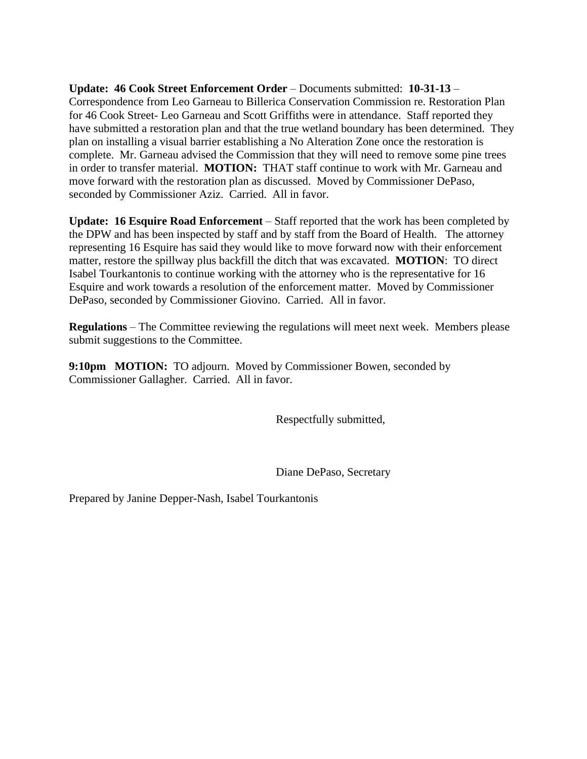**Update: 46 Cook Street Enforcement Order** – Documents submitted: **10-31-13** – Correspondence from Leo Garneau to Billerica Conservation Commission re. Restoration Plan for 46 Cook Street- Leo Garneau and Scott Griffiths were in attendance. Staff reported they have submitted a restoration plan and that the true wetland boundary has been determined. They plan on installing a visual barrier establishing a No Alteration Zone once the restoration is complete. Mr. Garneau advised the Commission that they will need to remove some pine trees in order to transfer material. **MOTION:** THAT staff continue to work with Mr. Garneau and move forward with the restoration plan as discussed. Moved by Commissioner DePaso, seconded by Commissioner Aziz. Carried. All in favor.

**Update: 16 Esquire Road Enforcement** – Staff reported that the work has been completed by the DPW and has been inspected by staff and by staff from the Board of Health. The attorney representing 16 Esquire has said they would like to move forward now with their enforcement matter, restore the spillway plus backfill the ditch that was excavated. **MOTION**: TO direct Isabel Tourkantonis to continue working with the attorney who is the representative for 16 Esquire and work towards a resolution of the enforcement matter. Moved by Commissioner DePaso, seconded by Commissioner Giovino. Carried. All in favor.

**Regulations** – The Committee reviewing the regulations will meet next week. Members please submit suggestions to the Committee.

**9:10pm MOTION:** TO adjourn. Moved by Commissioner Bowen, seconded by Commissioner Gallagher. Carried. All in favor.

Respectfully submitted,

Diane DePaso, Secretary

Prepared by Janine Depper-Nash, Isabel Tourkantonis